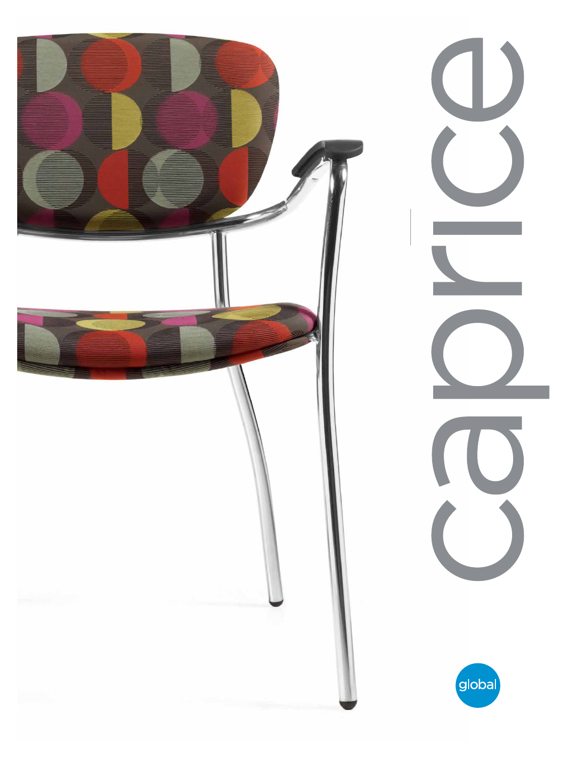# caprice

global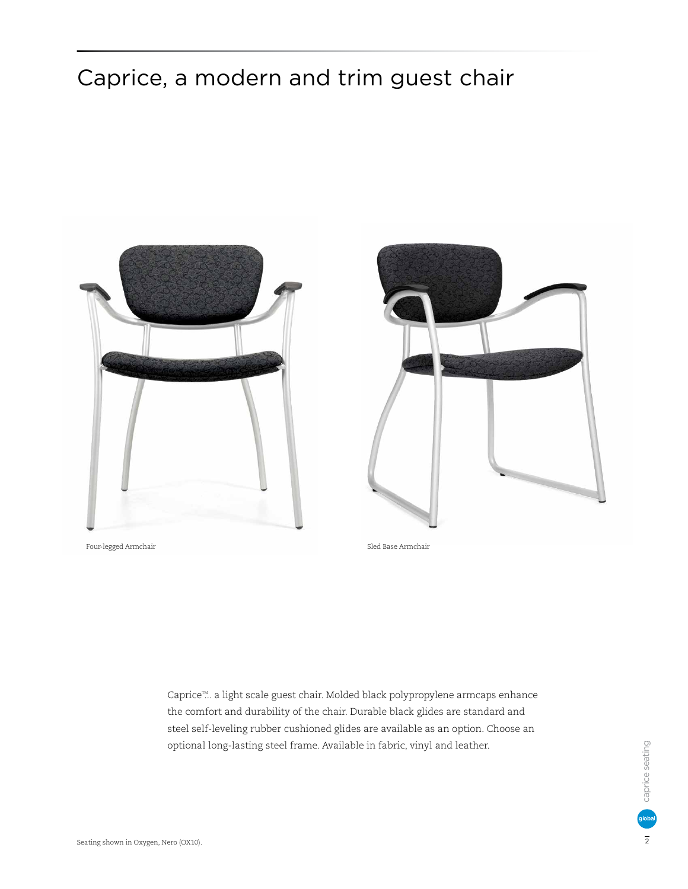# Caprice, a modern and trim guest chair

Four-legged Armchair

Sled Base Armchair

Caprice™.. a light scale guest chair. Molded black polypropylene armcaps enhance the comfort and durability of the chair. Durable black glides are standard and steel self-leveling rubber cushioned glides are available as an option. Choose an optional long-lasting steel frame. Available in fabric, vinyl and leather.

Seating shown in Oxygen, Nero (OX10).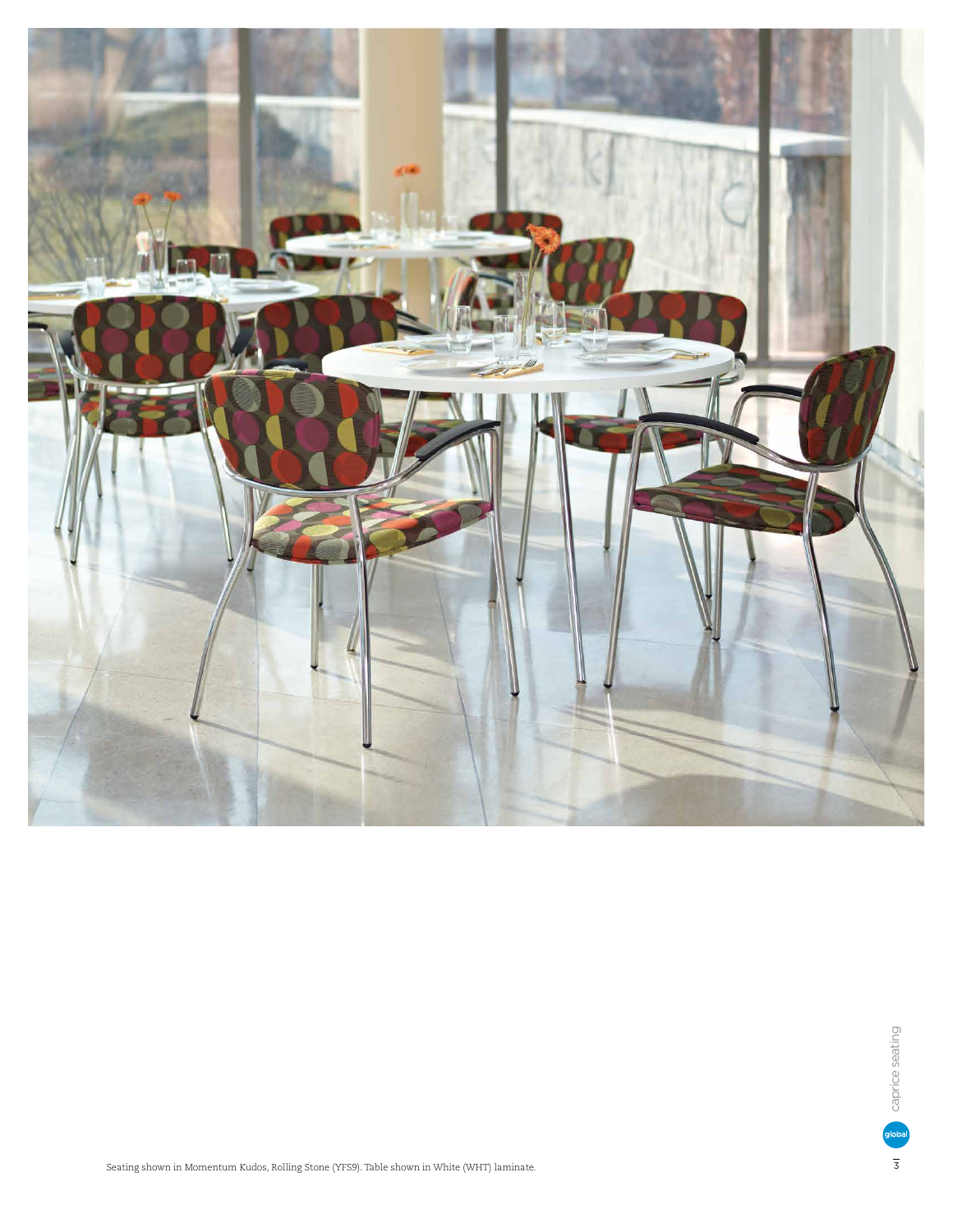Seating shown in Momentum Kudos, Rolling Stone (YFS9). Table shown in White (WHT) laminate.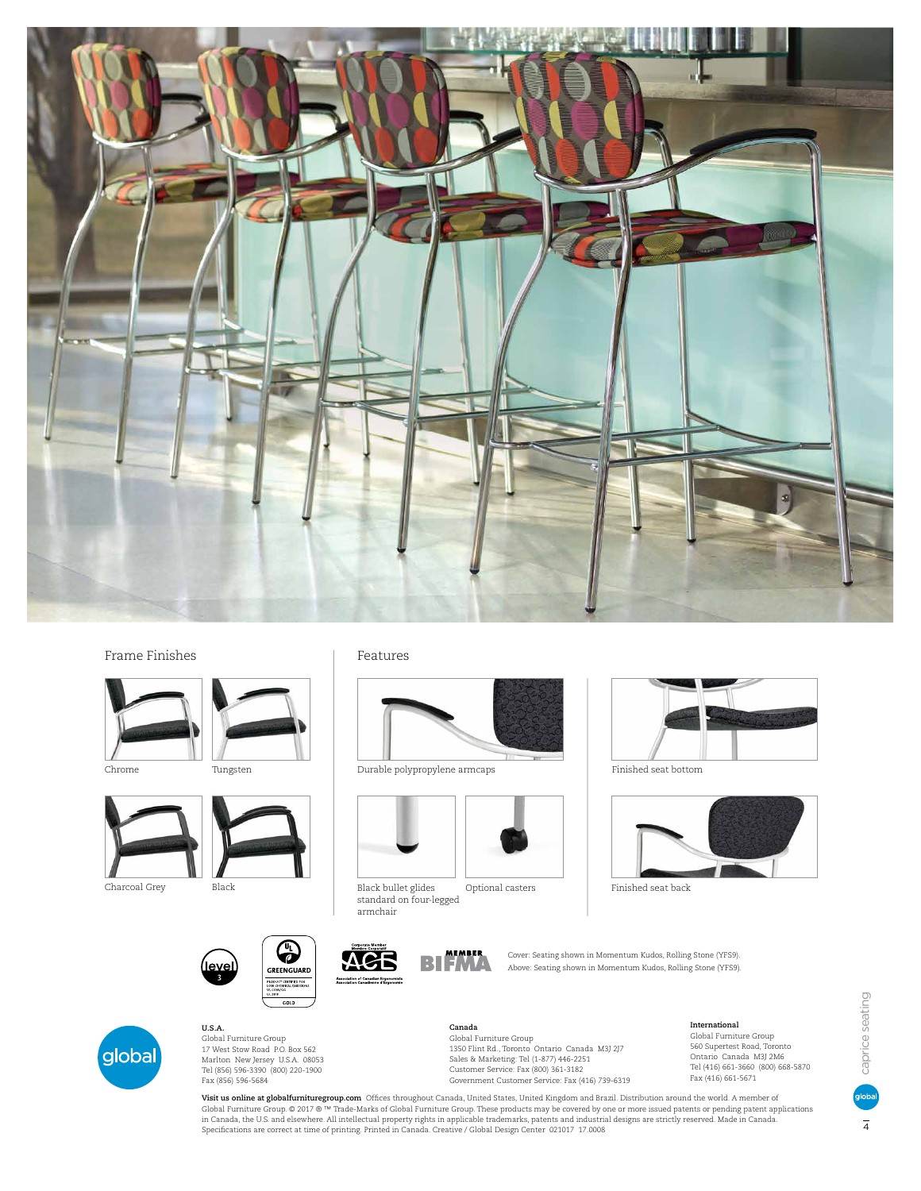## Frame Finishes

Chrome

Tungsten

Charcoal Grey

Black

## Features

Durable polypropylene armcaps

Finished seat bottom

Black bullet glides standard on four-legged armchair

Optional casters

Finished seat back

Cover: Seating shown in Momentum Kudos, Rolling Stone (YFS9).
Above: Seating shown in Momentum Kudos, Rolling Stone (YFS9).

**U.S.A.**
Global Furniture Group
17 West Stow Road P.O. Box 562
Marlton New Jersey U.S.A. 08053
Tel (856) 596-3390 (800) 220-1900
Fax (856) 596-5684

**Canada**
Global Furniture Group
1350 Flint Rd., Toronto Ontario Canada M3J 2J7
Sales & Marketing: Tel (1-877) 446-2251
Customer Service: Fax (800) 361-3182
Government Customer Service: Fax (416) 739-6319

**International**
Global Furniture Group
560 Supertest Road, Toronto
Ontario Canada M3J 2M6
Tel (416) 661-3660 (800) 668-5870
Fax (416) 661-5671

**Visit us online at globalfurnituregroup.com** Offices throughout Canada, United States, United Kingdom and Brazil. Distribution around the world. A member of Global Furniture Group. © 2017 ® ™ Trade-Marks of Global Furniture Group. These products may be covered by one or more issued patents or pending patent applications in Canada, the U.S. and elsewhere. All intellectual property rights in applicable trademarks, patents and industrial designs are strictly reserved. Made in Canada. Specifications are correct at time of printing. Printed in Canada. Creative / Global Design Center 021017 17.0008